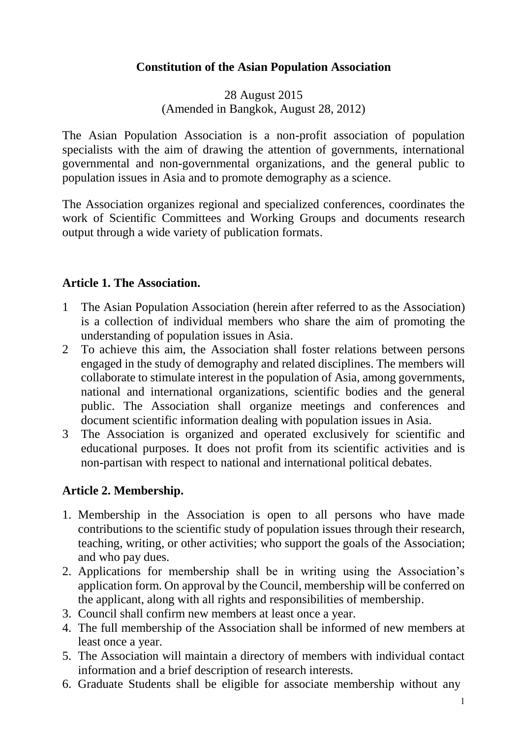# Constitution of the Asian Population Association

28 August 2015
(Amended in Bangkok, August 28, 2012)

The Asian Population Association is a non-profit association of population specialists with the aim of drawing the attention of governments, international governmental and non-governmental organizations, and the general public to population issues in Asia and to promote demography as a science.

The Association organizes regional and specialized conferences, coordinates the work of Scientific Committees and Working Groups and documents research output through a wide variety of publication formats.

## Article 1. The Association.

1 The Asian Population Association (herein after referred to as the Association) is a collection of individual members who share the aim of promoting the understanding of population issues in Asia.

2 To achieve this aim, the Association shall foster relations between persons engaged in the study of demography and related disciplines. The members will collaborate to stimulate interest in the population of Asia, among governments, national and international organizations, scientific bodies and the general public. The Association shall organize meetings and conferences and document scientific information dealing with population issues in Asia.

3 The Association is organized and operated exclusively for scientific and educational purposes. It does not profit from its scientific activities and is non-partisan with respect to national and international political debates.

## Article 2. Membership.

1. Membership in the Association is open to all persons who have made contributions to the scientific study of population issues through their research, teaching, writing, or other activities; who support the goals of the Association; and who pay dues.
2. Applications for membership shall be in writing using the Association's application form. On approval by the Council, membership will be conferred on the applicant, along with all rights and responsibilities of membership.
3. Council shall confirm new members at least once a year.
4. The full membership of the Association shall be informed of new members at least once a year.
5. The Association will maintain a directory of members with individual contact information and a brief description of research interests.
6. Graduate Students shall be eligible for associate membership without any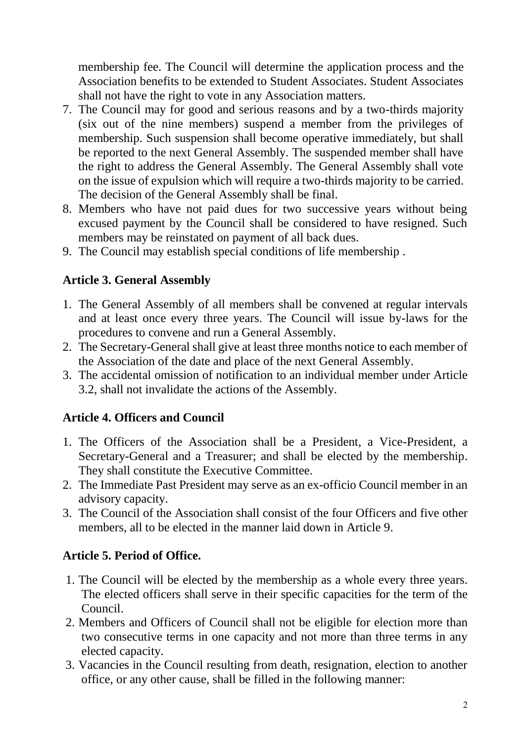membership fee. The Council will determine the application process and the Association benefits to be extended to Student Associates. Student Associates shall not have the right to vote in any Association matters.

7. The Council may for good and serious reasons and by a two-thirds majority (six out of the nine members) suspend a member from the privileges of membership. Such suspension shall become operative immediately, but shall be reported to the next General Assembly. The suspended member shall have the right to address the General Assembly. The General Assembly shall vote on the issue of expulsion which will require a two-thirds majority to be carried. The decision of the General Assembly shall be final.
8. Members who have not paid dues for two successive years without being excused payment by the Council shall be considered to have resigned. Such members may be reinstated on payment of all back dues.
9. The Council may establish special conditions of life membership .

### Article 3. General Assembly

1. The General Assembly of all members shall be convened at regular intervals and at least once every three years. The Council will issue by-laws for the procedures to convene and run a General Assembly.
2. The Secretary-General shall give at least three months notice to each member of the Association of the date and place of the next General Assembly.
3. The accidental omission of notification to an individual member under Article 3.2, shall not invalidate the actions of the Assembly.

### Article 4. Officers and Council

1. The Officers of the Association shall be a President, a Vice-President, a Secretary-General and a Treasurer; and shall be elected by the membership. They shall constitute the Executive Committee.
2. The Immediate Past President may serve as an ex-officio Council member in an advisory capacity.
3. The Council of the Association shall consist of the four Officers and five other members, all to be elected in the manner laid down in Article 9.

### Article 5. Period of Office.

1. The Council will be elected by the membership as a whole every three years. The elected officers shall serve in their specific capacities for the term of the Council.
2. Members and Officers of Council shall not be eligible for election more than two consecutive terms in one capacity and not more than three terms in any elected capacity.
3. Vacancies in the Council resulting from death, resignation, election to another office, or any other cause, shall be filled in the following manner: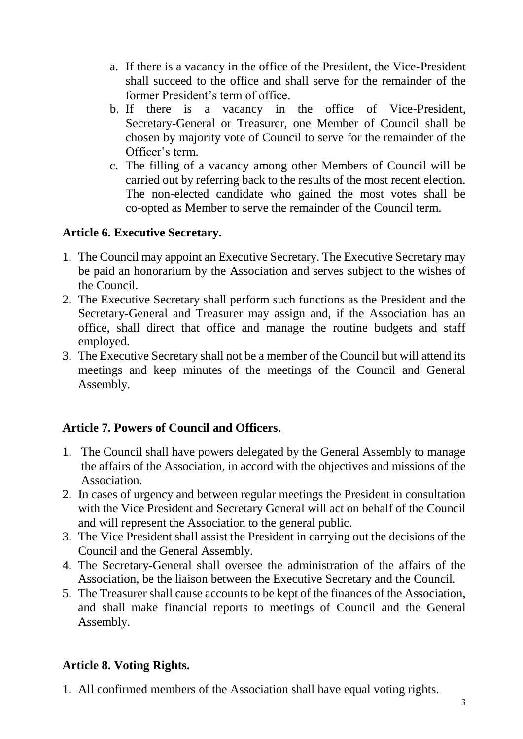a. If there is a vacancy in the office of the President, the Vice-President shall succeed to the office and shall serve for the remainder of the former President's term of office.
b. If there is a vacancy in the office of Vice-President, Secretary-General or Treasurer, one Member of Council shall be chosen by majority vote of Council to serve for the remainder of the Officer's term.
c. The filling of a vacancy among other Members of Council will be carried out by referring back to the results of the most recent election. The non-elected candidate who gained the most votes shall be co-opted as Member to serve the remainder of the Council term.

## Article 6. Executive Secretary.

1. The Council may appoint an Executive Secretary. The Executive Secretary may be paid an honorarium by the Association and serves subject to the wishes of the Council.
2. The Executive Secretary shall perform such functions as the President and the Secretary-General and Treasurer may assign and, if the Association has an office, shall direct that office and manage the routine budgets and staff employed.
3. The Executive Secretary shall not be a member of the Council but will attend its meetings and keep minutes of the meetings of the Council and General Assembly.

## Article 7. Powers of Council and Officers.

1. The Council shall have powers delegated by the General Assembly to manage the affairs of the Association, in accord with the objectives and missions of the Association.
2. In cases of urgency and between regular meetings the President in consultation with the Vice President and Secretary General will act on behalf of the Council and will represent the Association to the general public.
3. The Vice President shall assist the President in carrying out the decisions of the Council and the General Assembly.
4. The Secretary-General shall oversee the administration of the affairs of the Association, be the liaison between the Executive Secretary and the Council.
5. The Treasurer shall cause accounts to be kept of the finances of the Association, and shall make financial reports to meetings of Council and the General Assembly.

## Article 8. Voting Rights.

1. All confirmed members of the Association shall have equal voting rights.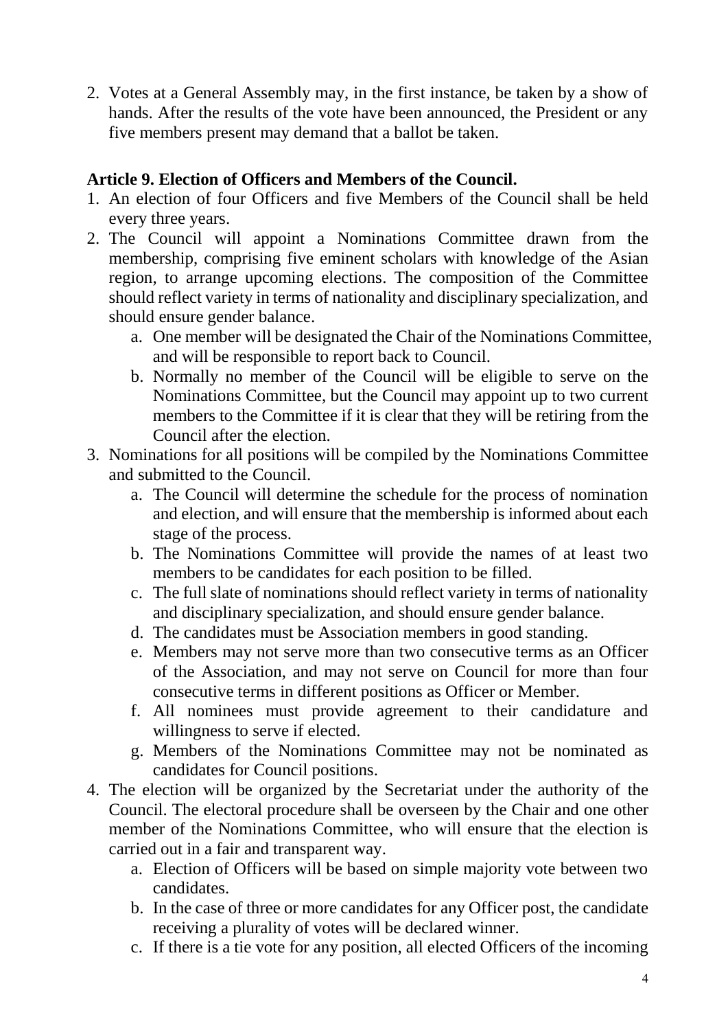2. Votes at a General Assembly may, in the first instance, be taken by a show of hands. After the results of the vote have been announced, the President or any five members present may demand that a ballot be taken.

**Article 9. Election of Officers and Members of the Council.**

1. An election of four Officers and five Members of the Council shall be held every three years.
2. The Council will appoint a Nominations Committee drawn from the membership, comprising five eminent scholars with knowledge of the Asian region, to arrange upcoming elections. The composition of the Committee should reflect variety in terms of nationality and disciplinary specialization, and should ensure gender balance.
   a. One member will be designated the Chair of the Nominations Committee, and will be responsible to report back to Council.
   b. Normally no member of the Council will be eligible to serve on the Nominations Committee, but the Council may appoint up to two current members to the Committee if it is clear that they will be retiring from the Council after the election.
3. Nominations for all positions will be compiled by the Nominations Committee and submitted to the Council.
   a. The Council will determine the schedule for the process of nomination and election, and will ensure that the membership is informed about each stage of the process.
   b. The Nominations Committee will provide the names of at least two members to be candidates for each position to be filled.
   c. The full slate of nominations should reflect variety in terms of nationality and disciplinary specialization, and should ensure gender balance.
   d. The candidates must be Association members in good standing.
   e. Members may not serve more than two consecutive terms as an Officer of the Association, and may not serve on Council for more than four consecutive terms in different positions as Officer or Member.
   f. All nominees must provide agreement to their candidature and willingness to serve if elected.
   g. Members of the Nominations Committee may not be nominated as candidates for Council positions.
4. The election will be organized by the Secretariat under the authority of the Council. The electoral procedure shall be overseen by the Chair and one other member of the Nominations Committee, who will ensure that the election is carried out in a fair and transparent way.
   a. Election of Officers will be based on simple majority vote between two candidates.
   b. In the case of three or more candidates for any Officer post, the candidate receiving a plurality of votes will be declared winner.
   c. If there is a tie vote for any position, all elected Officers of the incoming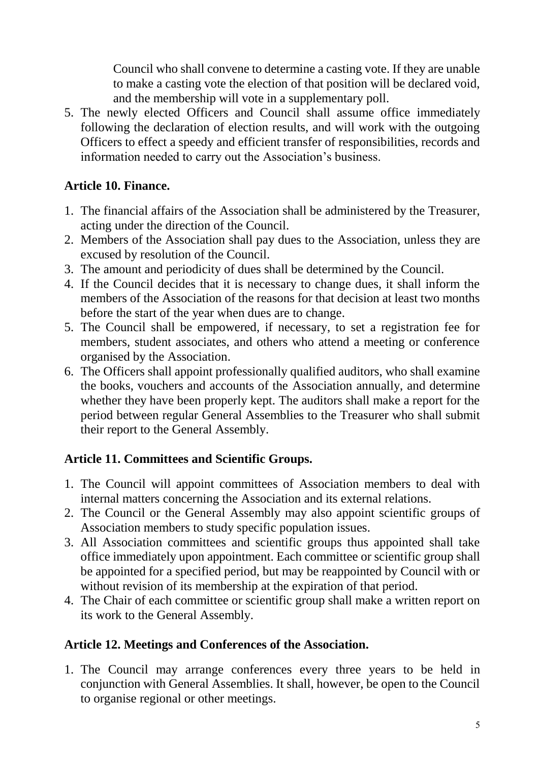Council who shall convene to determine a casting vote. If they are unable to make a casting vote the election of that position will be declared void, and the membership will vote in a supplementary poll.

5. The newly elected Officers and Council shall assume office immediately following the declaration of election results, and will work with the outgoing Officers to effect a speedy and efficient transfer of responsibilities, records and information needed to carry out the Association's business.

**Article 10. Finance.**

1. The financial affairs of the Association shall be administered by the Treasurer, acting under the direction of the Council.
2. Members of the Association shall pay dues to the Association, unless they are excused by resolution of the Council.
3. The amount and periodicity of dues shall be determined by the Council.
4. If the Council decides that it is necessary to change dues, it shall inform the members of the Association of the reasons for that decision at least two months before the start of the year when dues are to change.
5. The Council shall be empowered, if necessary, to set a registration fee for members, student associates, and others who attend a meeting or conference organised by the Association.
6. The Officers shall appoint professionally qualified auditors, who shall examine the books, vouchers and accounts of the Association annually, and determine whether they have been properly kept. The auditors shall make a report for the period between regular General Assemblies to the Treasurer who shall submit their report to the General Assembly.

**Article 11. Committees and Scientific Groups.**

1. The Council will appoint committees of Association members to deal with internal matters concerning the Association and its external relations.
2. The Council or the General Assembly may also appoint scientific groups of Association members to study specific population issues.
3. All Association committees and scientific groups thus appointed shall take office immediately upon appointment. Each committee or scientific group shall be appointed for a specified period, but may be reappointed by Council with or without revision of its membership at the expiration of that period.
4. The Chair of each committee or scientific group shall make a written report on its work to the General Assembly.

**Article 12. Meetings and Conferences of the Association.**

1. The Council may arrange conferences every three years to be held in conjunction with General Assemblies. It shall, however, be open to the Council to organise regional or other meetings.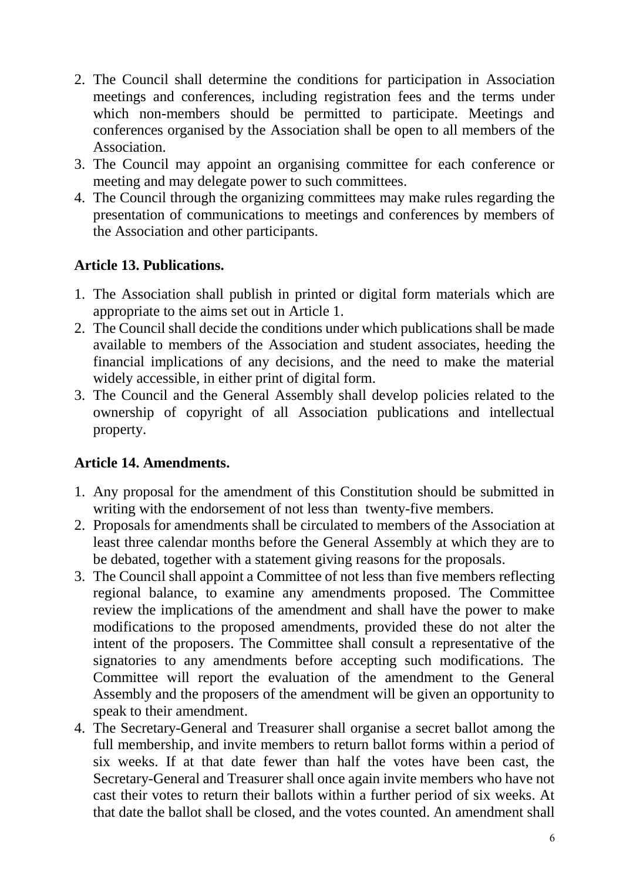2. The Council shall determine the conditions for participation in Association meetings and conferences, including registration fees and the terms under which non-members should be permitted to participate. Meetings and conferences organised by the Association shall be open to all members of the Association.
3. The Council may appoint an organising committee for each conference or meeting and may delegate power to such committees.
4. The Council through the organizing committees may make rules regarding the presentation of communications to meetings and conferences by members of the Association and other participants.

**Article 13. Publications.**

1. The Association shall publish in printed or digital form materials which are appropriate to the aims set out in Article 1.
2. The Council shall decide the conditions under which publications shall be made available to members of the Association and student associates, heeding the financial implications of any decisions, and the need to make the material widely accessible, in either print of digital form.
3. The Council and the General Assembly shall develop policies related to the ownership of copyright of all Association publications and intellectual property.

**Article 14. Amendments.**

1. Any proposal for the amendment of this Constitution should be submitted in writing with the endorsement of not less than twenty-five members.
2. Proposals for amendments shall be circulated to members of the Association at least three calendar months before the General Assembly at which they are to be debated, together with a statement giving reasons for the proposals.
3. The Council shall appoint a Committee of not less than five members reflecting regional balance, to examine any amendments proposed. The Committee review the implications of the amendment and shall have the power to make modifications to the proposed amendments, provided these do not alter the intent of the proposers. The Committee shall consult a representative of the signatories to any amendments before accepting such modifications. The Committee will report the evaluation of the amendment to the General Assembly and the proposers of the amendment will be given an opportunity to speak to their amendment.
4. The Secretary-General and Treasurer shall organise a secret ballot among the full membership, and invite members to return ballot forms within a period of six weeks. If at that date fewer than half the votes have been cast, the Secretary-General and Treasurer shall once again invite members who have not cast their votes to return their ballots within a further period of six weeks. At that date the ballot shall be closed, and the votes counted. An amendment shall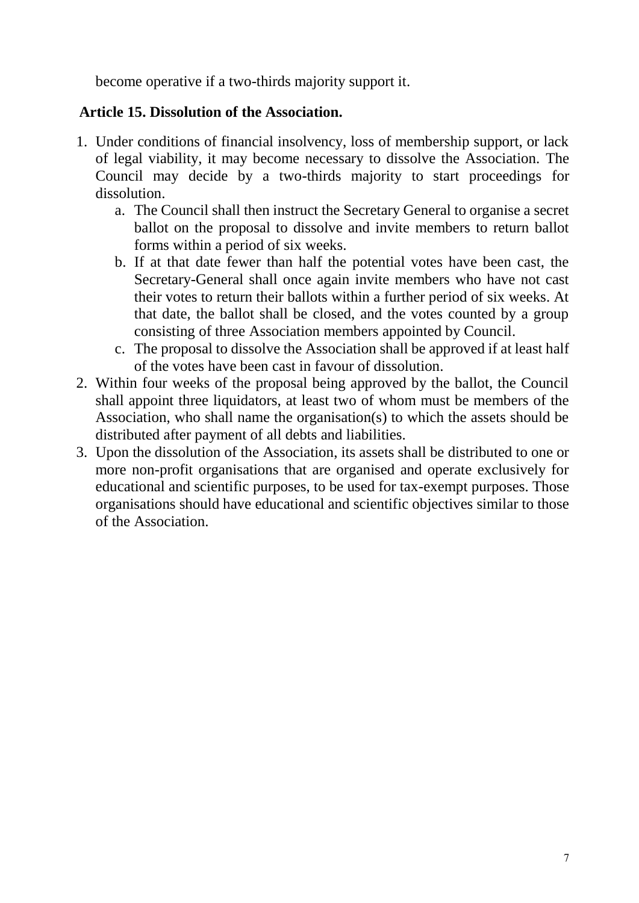become operative if a two-thirds majority support it.

**Article 15. Dissolution of the Association.**

1. Under conditions of financial insolvency, loss of membership support, or lack of legal viability, it may become necessary to dissolve the Association. The Council may decide by a two-thirds majority to start proceedings for dissolution.
   a. The Council shall then instruct the Secretary General to organise a secret ballot on the proposal to dissolve and invite members to return ballot forms within a period of six weeks.
   b. If at that date fewer than half the potential votes have been cast, the Secretary-General shall once again invite members who have not cast their votes to return their ballots within a further period of six weeks. At that date, the ballot shall be closed, and the votes counted by a group consisting of three Association members appointed by Council.
   c. The proposal to dissolve the Association shall be approved if at least half of the votes have been cast in favour of dissolution.
2. Within four weeks of the proposal being approved by the ballot, the Council shall appoint three liquidators, at least two of whom must be members of the Association, who shall name the organisation(s) to which the assets should be distributed after payment of all debts and liabilities.
3. Upon the dissolution of the Association, its assets shall be distributed to one or more non-profit organisations that are organised and operate exclusively for educational and scientific purposes, to be used for tax-exempt purposes. Those organisations should have educational and scientific objectives similar to those of the Association.